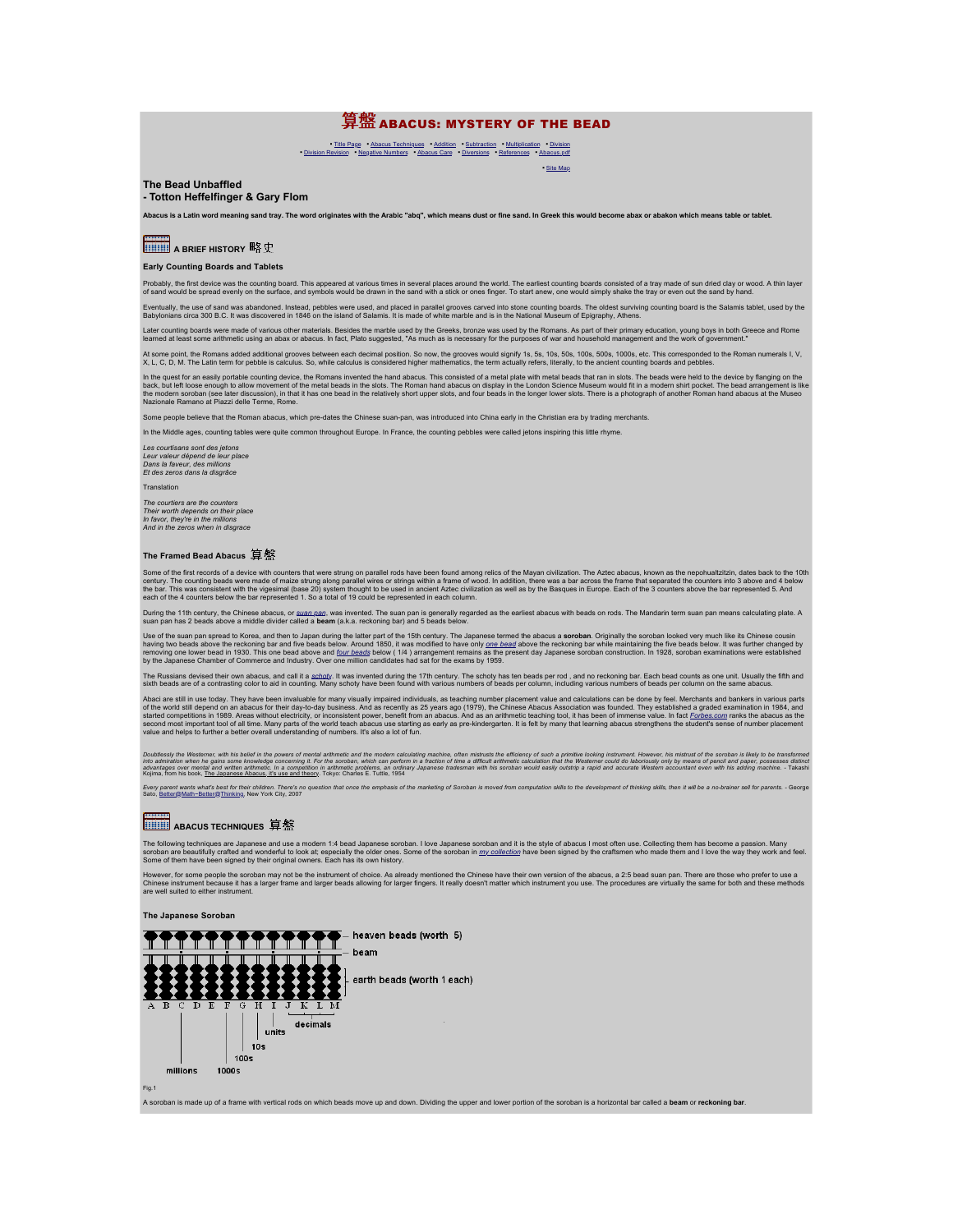# 算盤 ABACUS: MYSTERY OF THE BEAD

• Title Page • Abacus Techniques • Addition • Subtraction • Multiplication • Division
• Division Revision • Negative Numbers • Abacus Care • Diversions • References • Abacus.pdf

• Site Map

**The Bead Unbaffled**
**- Totton Heffelfinger & Gary Flom**

**Abacus is a Latin word meaning sand tray. The word originates with the Arabic "abq", which means dust or fine sand. In Greek this would become abax or abakon which means table or tablet.**

## A BRIEF HISTORY 略史

### Early Counting Boards and Tablets

Probably, the first device was the counting board. This appeared at various times in several places around the world. The earliest counting boards consisted of a tray made of sun dried clay or wood. A thin layer of sand would be spread evenly on the surface, and symbols would be drawn in the sand with a stick or ones finger. To start anew, one would simply shake the tray or even out the sand by hand.

Eventually, the use of sand was abandoned. Instead, pebbles were used, and placed in parallel grooves carved into stone counting boards. The oldest surviving counting board is the Salamis tablet, used by the Babylonians circa 300 B.C. It was discovered in 1846 on the island of Salamis. It is made of white marble and is in the National Museum of Epigraphy, Athens.

Later counting boards were made of various other materials. Besides the marble used by the Greeks, bronze was used by the Romans. As part of their primary education, young boys in both Greece and Rome learned at least some arithmetic using an abax or abacus. In fact, Plato suggested, "As much as is necessary for the purposes of war and household management and the work of government."

At some point, the Romans added additional grooves between each decimal position. So now, the grooves would signify 1s, 5s, 10s, 50s, 100s, 500s, 1000s, etc. This corresponded to the Roman numerals I, V, X, L, C, D, M. The Latin term for pebble is calculus. So, while calculus is considered higher mathematics, the term actually refers, literally, to the ancient counting boards and pebbles.

In the quest for an easily portable counting device, the Romans invented the hand abacus. This consisted of a metal plate with metal beads that ran in slots. The beads were held to the device by flanging on the back, but left loose enough to allow movement of the metal beads in the slots. The Roman hand abacus on display in the London Science Museum would fit in a modern shirt pocket. The bead arrangement is like the modern soroban (see later discussion), in that it has one bead in the relatively short upper slots, and four beads in the longer lower slots. There is a photograph of another Roman hand abacus at the Museo Nazionale Ramano at Piazzi delle Terme, Rome.

Some people believe that the Roman abacus, which pre-dates the Chinese suan-pan, was introduced into China early in the Christian era by trading merchants.

In the Middle ages, counting tables were quite common throughout Europe. In France, the counting pebbles were called jetons inspiring this little rhyme.

*Les courtisans sont des jetons*
*Leur valeur dépend de leur place*
*Dans la faveur, des millions*
*Et des zeros dans la disgrâce*

Translation

*The courtiers are the counters*
*Their worth depends on their place*
*In favor, they're in the millions*
*And in the zeros when in disgrace*

### The Framed Bead Abacus 算盤

Some of the first records of a device with counters that were strung on parallel rods have been found among relics of the Mayan civilization. The Aztec abacus, known as the nepohualtzitzin, dates back to the 10th century. The counting beads were made of maize strung along parallel wires or strings within a frame of wood. In addition, there was a bar across the frame that separated the counters into 3 above and 4 below the bar. This was consistent with the vigesimal (base 20) system thought to be used in ancient Aztec civilization as well as by the Basques in Europe. Each of the 3 counters above the bar represented 5. And each of the 4 counters below the bar represented 1. So a total of 19 could be represented in each column.

During the 11th century, the Chinese abacus, or *suan pan*, was invented. The suan pan is generally regarded as the earliest abacus with beads on rods. The Mandarin term suan pan means calculating plate. A suan pan has 2 beads above a middle divider called a **beam** (a.k.a. reckoning bar) and 5 beads below.

Use of the suan pan spread to Korea, and then to Japan during the latter part of the 15th century. The Japanese termed the abacus a **soroban**. Originally the soroban looked very much like its Chinese cousin having two beads above the reckoning bar and five beads below. Around 1850, it was modified to have only *one bead* above the reckoning bar while maintaining the five beads below. It was further changed by removing one lower bead in 1930. This one bead above and *four beads* below ( 1/4 ) arrangement remains as the present day Japanese soroban construction. In 1928, soroban examinations were established by the Japanese Chamber of Commerce and Industry. Over one million candidates had sat for the exams by 1959.

The Russians devised their own abacus, and call it a *schoty*. It was invented during the 17th century. The schoty has ten beads per rod , and no reckoning bar. Each bead counts as one unit. Usually the fifth and sixth beads are of a contrasting color to aid in counting. Many schoty have been found with various numbers of beads per column, including various numbers of beads per column on the same abacus.

Abaci are still in use today. They have been invaluable for many visually impaired individuals, as teaching number placement value and calculations can be done by feel. Merchants and bankers in various parts of the world still depend on an abacus for their day-to-day business. And as recently as 25 years ago (1979), the Chinese Abacus Association was founded. They established a graded examination in 1984, and started competitions in 1989. Areas without electricity, or inconsistent power, benefit from an abacus. And as an arithmetic teaching tool, it has been of immense value. In fact *Forbes.com* ranks the abacus as the second most important tool of all time. Many parts of the world teach abacus usage starting as early as pre-kindergarten. It is felt by many that learning abacus strengthens the student's sense of number placement value and helps to further a better overall understanding of numbers. It's also a lot of fun.

*Doubtlessly the Westerner, with his belief in the powers of mental arithmetic and the modern calculating machine, often mistrusts the efficiency of such a primitive looking instrument. However, his mistrust of the soroban is likely to be transformed into admiration when he gains some knowledge concerning it. For the soroban, which can perform in a fraction of time a difficult arithmetic calculation that the Westerner could do laboriously only by means of pencil and paper, possesses distinct advantages over mental and written arithmetic. In a competition in arithmetic problems, an ordinary Japanese tradesman with his soroban would easily outstrip a rapid and accurate Western accountant even with his adding machine.* - Takashi Kojima, from his book, The Japanese Abacus, it's use and theory. Tokyo: Charles E. Tuttle, 1954

*Every parent wants what's best for their children. There's no question that once the emphasis of the marketing of Soroban is moved from computation skills to the development of thinking skills, then it will be a no-brainer sell for parents.* - George Sato, Better@Math=Better@Thinking, New York City, 2007

## ABACUS TECHNIQUES 算盤

The following techniques are Japanese and use a modern 1:4 bead Japanese soroban. I love Japanese soroban and it is the style of abacus I most often use. Collecting them has become a passion. Many soroban are beautifully crafted and wonderful to look at; especially the older ones. Some of the soroban in *my collection* have been signed by the craftsmen who made them and I love the way they work and feel. Some of them have been signed by their original owners. Each has its own history.

However, for some people the soroban may not be the instrument of choice. As already mentioned the Chinese have their own version of the abacus, a 2:5 bead suan pan. There are those who prefer to use a Chinese instrument because it has a larger frame and larger beads allowing for larger fingers. It really doesn't matter which instrument you use. The procedures are virtually the same for both and these methods are well suited to either instrument.

### The Japanese Soroban

heaven beads (worth 5)
beam
earth beads (worth 1 each)

A B C D E F G H I J K L M

millions, 1000s, 100s, 10s, units, decimals

Fig.1

A soroban is made up of a frame with vertical rods on which beads move up and down. Dividing the upper and lower portion of the soroban is a horizontal bar called a **beam** or **reckoning bar**.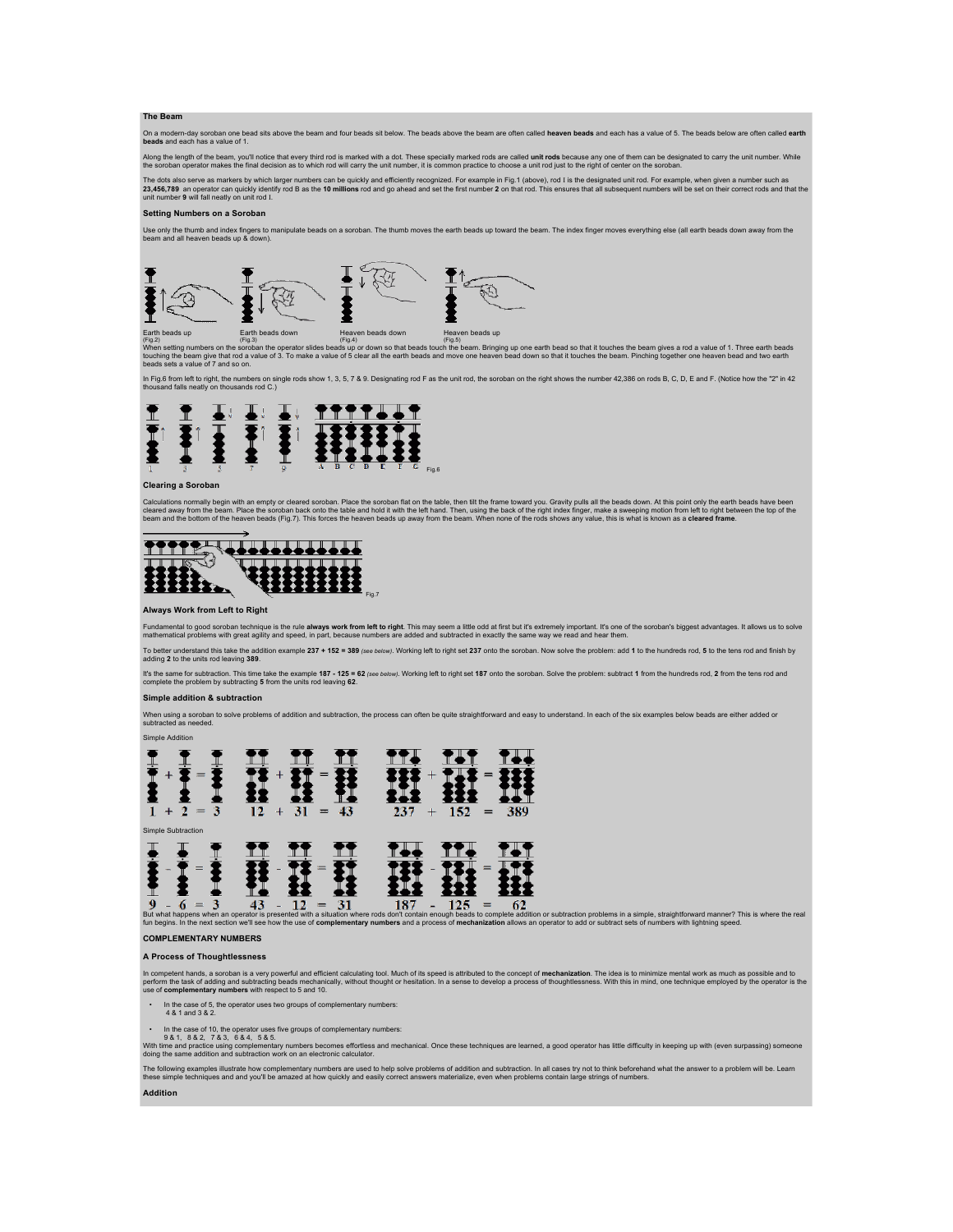## The Beam

On a modern-day soroban one bead sits above the beam and four beads sit below. The beads above the beam are often called **heaven beads** and each has a value of 5. The beads below are often called **earth beads** and each has a value of 1.

Along the length of the beam, you'll notice that every third rod is marked with a dot. These specially marked rods are called **unit rods** because any one of them can be designated to carry the unit number. While the soroban operator makes the final decision as to which rod will carry the unit number, it is common practice to choose a unit rod just to the right of center on the soroban.

The dots also serve as markers by which larger numbers can be quickly and efficiently recognized. For example in Fig.1 (above), rod I is the designated unit rod. For example, when given a number such as **23,456,789** an operator can quickly identify rod B as the **10 millions** rod and go ahead and set the first number **2** on that rod. This ensures that all subsequent numbers will be set on their correct rods and that the unit number **9** will fall neatly on unit rod I.

## Setting Numbers on a Soroban

Use only the thumb and index fingers to manipulate beads on a soroban. The thumb moves the earth beads up toward the beam. The index finger moves everything else (all earth beads down away from the beam and all heaven beads up & down).

Earth beads up (Fig.2) Earth beads down (Fig.3) Heaven beads down (Fig.4) Heaven beads up (Fig.5)

When setting numbers on the soroban the operator slides beads up or down so that beads touch the beam. Bringing up one earth bead so that it touches the beam gives a rod a value of 1. Three earth beads touching the beam give that rod a value of 3. To make a value of 5 clear all the earth beads and move one heaven bead down so that it touches the beam. Pinching together one heaven bead and two earth beads sets a value of 7 and so on.

In Fig.6 from left to right, the numbers on single rods show 1, 3, 5, 7 & 9. Designating rod F as the unit rod, the soroban on the right shows the number 42,386 on rods B, C, D, E and F. (Notice how the "2" in 42 thousand falls neatly on thousands rod C.)

1 3 5 7 9 A B C D E F G Fig.6

## Clearing a Soroban

Calculations normally begin with an empty or cleared soroban. Place the soroban flat on the table, then tilt the frame toward you. Gravity pulls all the beads down. At this point only the earth beads have been cleared away from the beam. Place the soroban back onto the table and hold it with the left hand. Then, using the back of the right index finger, make a sweeping motion from left to right between the top of the beam and the bottom of the heaven beads (Fig.7). This forces the heaven beads up away from the beam. When none of the rods shows any value, this is what is known as a **cleared frame**.

Fig.7

## Always Work from Left to Right

Fundamental to good soroban technique is the rule **always work from left to right**. This may seem a little odd at first but it's extremely important. It's one of the soroban's biggest advantages. It allows us to solve mathematical problems with great agility and speed, in part, because numbers are added and subtracted in exactly the same way we read and hear them.

To better understand this take the addition example **237 + 152 = 389** *(see below)*. Working left to right set **237** onto the soroban. Now solve the problem: add **1** to the hundreds rod, **5** to the tens rod and finish by adding **2** to the units rod leaving **389**.

It's the same for subtraction. This time take the example **187 - 125 = 62** *(see below)*. Working left to right set **187** onto the soroban. Solve the problem: subtract **1** from the hundreds rod, **2** from the tens rod and complete the problem by subtracting **5** from the units rod leaving **62**.

## Simple addition & subtraction

When using a soroban to solve problems of addition and subtraction, the process can often be quite straightforward and easy to understand. In each of the six examples below beads are either added or subtracted as needed.

Simple Addition

1 + 2 = 3 12 + 31 = 43 237 + 152 = 389

Simple Subtraction

9 - 6 = 3 43 - 12 = 31 187 - 125 = 62

But what happens when an operator is presented with a situation where rods don't contain enough beads to complete addition or subtraction problems in a simple, straightforward manner? This is where the real fun begins. In the next section we'll see how the use of **complementary numbers** and a process of **mechanization** allows an operator to add or subtract sets of numbers with lightning speed.

## COMPLEMENTARY NUMBERS

### A Process of Thoughtlessness

In competent hands, a soroban is a very powerful and efficient calculating tool. Much of its speed is attributed to the concept of **mechanization**. The idea is to minimize mental work as much as possible and to perform the task of adding and subtracting beads mechanically, without thought or hesitation. In a sense to develop a process of thoughtlessness. With this in mind, one technique employed by the operator is the use of **complementary numbers** with respect to 5 and 10.

- In the case of 5, the operator uses two groups of complementary numbers:
  4 & 1 and 3 & 2.
- In the case of 10, the operator uses five groups of complementary numbers:
  9 & 1, 8 & 2, 7 & 3, 6 & 4, 5 & 5.

With time and practice using complementary numbers becomes effortless and mechanical. Once these techniques are learned, a good operator has little difficulty in keeping up with (even surpassing) someone doing the same addition and subtraction work on an electronic calculator.

The following examples illustrate how complementary numbers are used to help solve problems of addition and subtraction. In all cases try not to think beforehand what the answer to a problem will be. Learn these simple techniques and and you'll be amazed at how quickly and easily correct answers materialize, even when problems contain large strings of numbers.

### Addition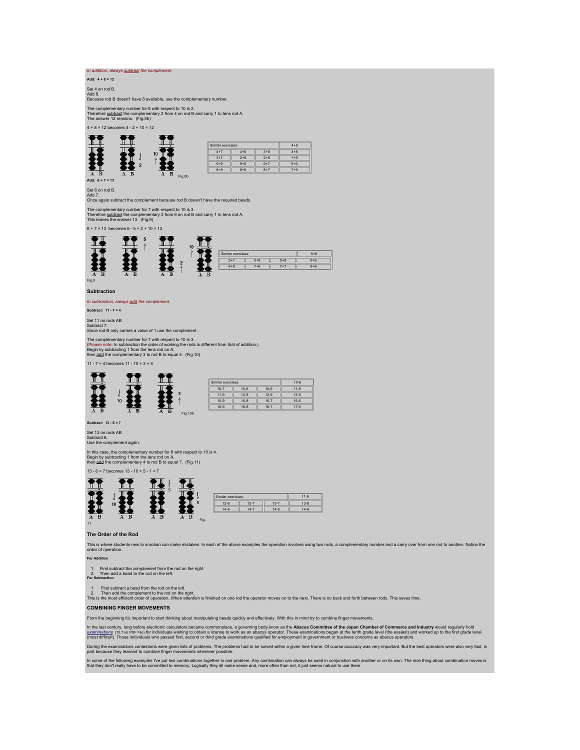*In addition, always subtract the complement.*

**Add: 4 + 8 = 12**

Set 4 on rod B.
Add 8.
Because rod B doesn't have 8 available, use the complementary number.

The complementary number for 8 with respect to 10 is 2.
Therefore subtract the complementary 2 from 4 on rod B and carry 1 to tens rod A.
The answer 12 remains. (Fig.8b)

4 + 8 = 12 becomes 4 - 2 + 10 = 12

Fig.8b

| Similar exercises: | | | 4+9 |
|---|---|---|---|
| 4+7 | 4+6 | 3+9 | 3+8 |
| 3+7 | 2+9 | 2+8 | 1+9 |
| 9+9 | 9+8 | 9+7 | 9+6 |
| 8+9 | 8+8 | 8+7 | 7+9 |

**Add: 6 + 7 = 13**

Set 6 on rod B.
Add 7.
Once again subtract the complement because rod B doesn't have the required beads.

The complementary number for 7 with respect to 10 is 3.
Therefore subtract the complementary 3 from 6 on rod B and carry 1 to tens rod A.
This leaves the answer 13. (Fig.9)

6 + 7 = 13 becomes 6 - 5 + 2 + 10 = 13

Fig.9

| Similar exercises: | | | 5+6 |
|---|---|---|---|
| 5+7 | 5+8 | 5+9 | 6+6 |
| 6+8 | 7+6 | 7+7 | 8+6 |

### Subtraction

*In subtraction, always add the complement.*

**Subtract: 11 - 7 = 4**

Set 11 on rods AB.
Subtract 7.
Since rod B only carries a value of 1 use the complement .

The complementary number for 7 with respect to 10 is 3.
(Please note: In subtraction the order of working the rods is different from that of addition.)
Begin by subtracting 1 from the tens rod on A,
then add the complementary 3 to rod B to equal 4. (Fig.10)

11 - 7 = 4 becomes 11 - 10 + 3 = 4

Fig.10b

| Similar exercises: | | | 10-6 |
|---|---|---|---|
| 10-7 | 10-8 | 10-9 | 11-8 |
| 11-9 | 12-8 | 12-9 | 13-9 |
| 15-9 | 15-8 | 15-7 | 15-6 |
| 16-9 | 16-8 | 16-7 | 17-9 |

**Subtract: 13 - 6 = 7**

Set 13 on rods AB.
Subtract 6.
Use the complement again.

In this case, the complementary number for 6 with respect to 10 is 4.
Begin by subtracting 1 from the tens rod on A,
then add the complementary 4 to rod B to equal 7. (Fig.11)

13 - 6 = 7 becomes 13 - 10 + 5 - 1 = 7

Fig. 11

| Similar exercises: | | | 11-6 |
|---|---|---|---|
| 12-6 | 12-7 | 13-7 | 13-8 |
| 14-6 | 14-7 | 14-8 | 14-9 |

### The Order of the Rod

This is where students new to soroban can make mistakes. In each of the above examples the operation involves using two rods, a complementary number and a carry over from one rod to another. Notice the order of operation.

**For Addition**

1. First subtract the complement from the rod on the right.
2. Then add a bead to the rod on the left.

**For Subtraction**

1. First subtract a bead from the rod on the left.
2. Then add the complement to the rod on the right.

This is the most efficient order of operation. When attention is finished on one rod the operator moves on to the next. There is no back and forth between rods. This saves time.

### COMBINING FINGER MOVEMENTS

From the beginning it's important to start thinking about manipulating beads quickly and effectively. With this in mind try to combine finger movements.

In the last century, long before electronic calculators became commonplace, a governing body know as the **Abacus Committee of the Japan Chamber of Commerce and Industry** would regularly hold *examinations* (75.7 kb PDF File) for individuals wishing to obtain a license to work as an abacus operator. These examinations began at the tenth grade level (the easiest) and worked up to the first grade level (most difficult). Those individuals who passed first, second or third grade examinations qualified for employment in government or business concerns as abacus operators.

During the examinations contestants were given lists of problems. The problems had to be solved within a given time frame. Of course accuracy was very important. But the best operators were also very fast, in part because they learned to combine finger movements wherever possible.

In some of the following examples I've put two combinations together in one problem. Any combination can always be used in conjunction with another or on its own. The nice thing about combination moves is that they don't really have to be committed to memory. Logically they all make sense and, more often than not, it just seems natural to use them.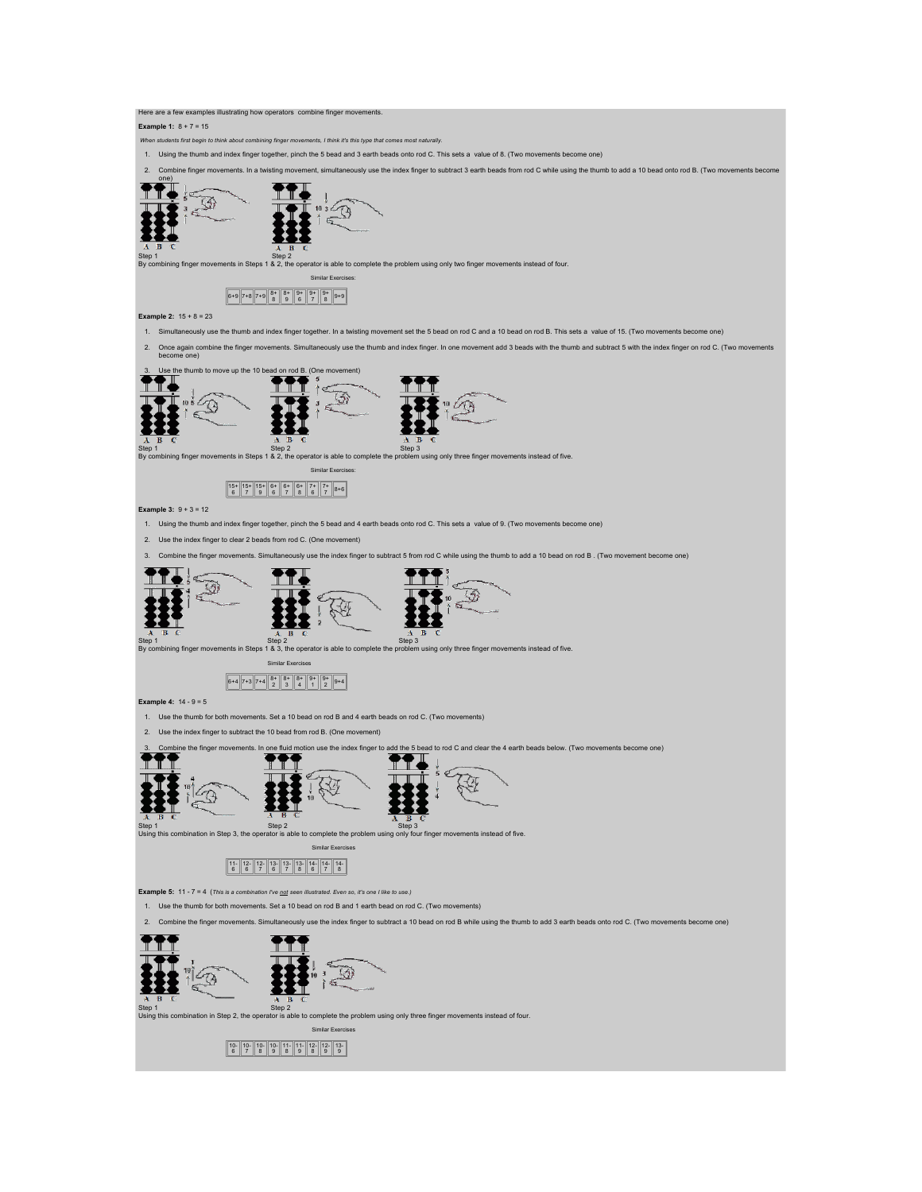Here are a few examples illustrating how operators combine finger movements.

**Example 1:** 8 + 7 = 15

*When students first begin to think about combining finger movements, I think it's this type that comes most naturally.*

1. Using the thumb and index finger together, pinch the 5 bead and 3 earth beads onto rod C. This sets a value of 8. (Two movements become one)
2. Combine finger movements. In a twisting movement, simultaneously use the index finger to subtract 3 earth beads from rod C while using the thumb to add a 10 bead onto rod B. (Two movements become one)

Step 1 Step 2

By combining finger movements in Steps 1 & 2, the operator is able to complete the problem using only two finger movements instead of four.

Similar Exercises:

| 6+9 | 7+8 | 7+9 | 8+ 8 | 8+ 9 | 9+ 6 | 9+ 7 | 9+ 8 | 9+9 |
|---|---|---|---|---|---|---|---|---|

**Example 2:** 15 + 8 = 23

1. Simultaneously use the thumb and index finger together. In a twisting movement set the 5 bead on rod C and a 10 bead on rod B. This sets a value of 15. (Two movements become one)
2. Once again combine the finger movements. Simultaneously use the thumb and index finger. In one movement add 3 beads with the thumb and subtract 5 with the index finger on rod C. (Two movements become one)
3. Use the thumb to move up the 10 bead on rod B. (One movement)

Step 1 Step 2 Step 3

By combining finger movements in Steps 1 & 2, the operator is able to complete the problem using only three finger movements instead of five.

Similar Exercises:

| 15+ 6 | 15+ 7 | 15+ 9 | 6+ 6 | 6+ 7 | 6+ 8 | 7+ 6 | 7+ 7 | 8+6 |
|---|---|---|---|---|---|---|---|---|

**Example 3:** 9 + 3 = 12

1. Using the thumb and index finger together, pinch the 5 bead and 4 earth beads onto rod C. This sets a value of 9. (Two movements become one)
2. Use the index finger to clear 2 beads from rod C. (One movement)
3. Combine the finger movements. Simultaneously use the index finger to subtract 5 from rod C while using the thumb to add a 10 bead on rod B . (Two movement become one)

Step 1 Step 2 Step 3

By combining finger movements in Steps 1 & 3, the operator is able to complete the problem using only three finger movements instead of five.

Similar Exercises

| 6+4 | 7+3 | 7+4 | 8+ 2 | 8+ 3 | 8+ 4 | 9+ 1 | 9+ 2 | 9+4 |
|---|---|---|---|---|---|---|---|---|

**Example 4:** 14 - 9 = 5

1. Use the thumb for both movements. Set a 10 bead on rod B and 4 earth beads on rod C. (Two movements)
2. Use the index finger to subtract the 10 bead from rod B. (One movement)
3. Combine the finger movements. In one fluid motion use the index finger to add the 5 bead to rod C and clear the 4 earth beads below. (Two movements become one)

Step 1 Step 2 Step 3

Using this combination in Step 3, the operator is able to complete the problem using only four finger movements instead of five.

Similar Exercises

| 11- 6 | 12- 6 | 12- 7 | 13- 6 | 13- 7 | 13- 8 | 14- 6 | 14- 7 | 14- 8 |
|---|---|---|---|---|---|---|---|---|

**Example 5:** 11 - 7 = 4 (*This is a combination I've not seen illustrated. Even so, it's one I like to use.*)

1. Use the thumb for both movements. Set a 10 bead on rod B and 1 earth bead on rod C. (Two movements)
2. Combine the finger movements. Simultaneously use the index finger to subtract a 10 bead on rod B while using the thumb to add 3 earth beads onto rod C. (Two movements become one)

Step 1 Step 2

Using this combination in Step 2, the operator is able to complete the problem using only three finger movements instead of four.

Similar Exercises

| 10- 6 | 10- 7 | 10- 8 | 10- 9 | 11- 8 | 11- 9 | 12- 8 | 12- 9 | 13- 9 |
|---|---|---|---|---|---|---|---|---|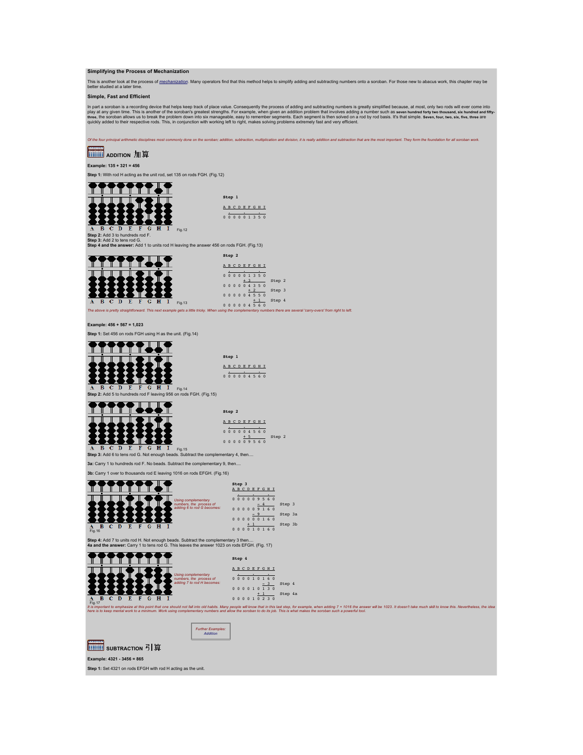### Simplifying the Process of Mechanization

This is another look at the process of *mechanization*. Many operators find that this method helps to simplify adding and subtracting numbers onto a soroban. For those new to abacus work, this chapter may be better studied at a later time.

### Simple, Fast and Efficient

In part a soroban is a recording device that helps keep track of place value. Consequently the process of adding and subtracting numbers is greatly simplified because, at most, only two rods will ever come into play at any given time. This is another of the soroban's greatest strengths. For example, when given an addition problem that involves adding a number such as **seven hundred forty two thousand, six hundred and fifty-three**, the soroban allows us to break the problem down into six manageable, easy to remember segments. Each segment is then solved on a rod by rod basis. It's that simple. **Seven, four, two, six, five, three** are quickly added to their respective rods. This, in conjunction with working left to right, makes solving problems extremely fast and very efficient.

*Of the four principal arithmetic disciplines most commonly done on the soroban; addition, subtraction, multiplication and division, it is really addition and subtraction that are the most important. They form the foundation for all soroban work.*

## ADDITION 加算

**Example: 135 + 321 = 456**

**Step 1:** With rod H acting as the unit rod, set 135 on rods FGH. (Fig.12)

```
Step 1

A B C D E F G H I
    .     .     .
0 0 0 0 0 1 3 5 0
```

Fig.12

**Step 2:** Add 3 to hundreds rod F.
**Step 3:** Add 2 to tens rod G.
**Step 4 and the answer:** Add 1 to units rod H leaving the answer 456 on rods FGH. (Fig.13)

```
Step 2

A B C D E F G H I
    .     .     .
0 0 0 0 0 1 3 5 0
          + 3          Step 2
0 0 0 0 0 4 3 5 0
            + 2        Step 3
0 0 0 0 0 4 5 5 0
              + 1      Step 4
0 0 0 0 0 4 5 6 0
```

Fig.13

*The above is pretty straightforward. This next example gets a little tricky. When using the complementary numbers there are several 'carry-overs' from right to left.*

**Example: 456 + 567 = 1,023**

**Step 1:** Set 456 on rods FGH using H as the unit. (Fig.14)

```
Step 1

A B C D E F G H I
    .     .     .
0 0 0 0 0 4 5 6 0
```

Fig.14

**Step 2:** Add 5 to hundreds rod F leaving 956 on rods FGH. (Fig.15)

```
Step 2

A B C D E F G H I
    .     .     .
0 0 0 0 0 4 5 6 0
          + 5          Step 2
0 0 0 0 0 9 5 6 0
```

Fig.15

**Step 3:** Add 6 to tens rod G. Not enough beads. Subtract the complementary 4, then....

**3a:** Carry 1 to hundreds rod F. No beads. Subtract the complementary 9, then....

**3b:** Carry 1 over to thousands rod E leaving 1016 on rods EFGH. (Fig.16)

*Using complementary numbers, the process of adding 6 to rod G becomes:*

```
Step 3
A B C D E F G H I
    .     .     .
0 0 0 0 0 9 5 6 0
            - 4        Step 3
0 0 0 0 0 9 1 6 0
          - 9          Step 3a
0 0 0 0 0 0 1 6 0
        + 1            Step 3b
0 0 0 0 1 0 1 6 0
```

Fig.16

**Step 4:** Add 7 to units rod H. Not enough beads. Subtract the complementary 3 then....
**4a and the answer:** Carry 1 to tens rod G. This leaves the answer 1023 on rods EFGH. (Fig. 17)

*Using complementary numbers, the process of adding 7 to rod H becomes:*

```
Step 4

A B C D E F G H I
    .     .     .
0 0 0 0 1 0 1 6 0
              - 3      Step 4
0 0 0 0 1 0 1 3 0
            + 1        Step 4a
0 0 0 0 1 0 2 3 0
```

Fig.17

*It is important to emphasize at this point that one should not fall into old habits. Many people will know that in this last step, for example, when adding 7 + 1016 the answer will be 1023. It doesn't take much skill to know this. Nevertheless, the idea here is to keep mental work to a minimum. Work using complementary numbers and allow the soroban to do its job. This is what makes the soroban such a powerful tool.*

*Further Examples: Addition*

## SUBTRACTION 引算

**Example: 4321 - 3456 = 865**

**Step 1:** Set 4321 on rods EFGH with rod H acting as the unit.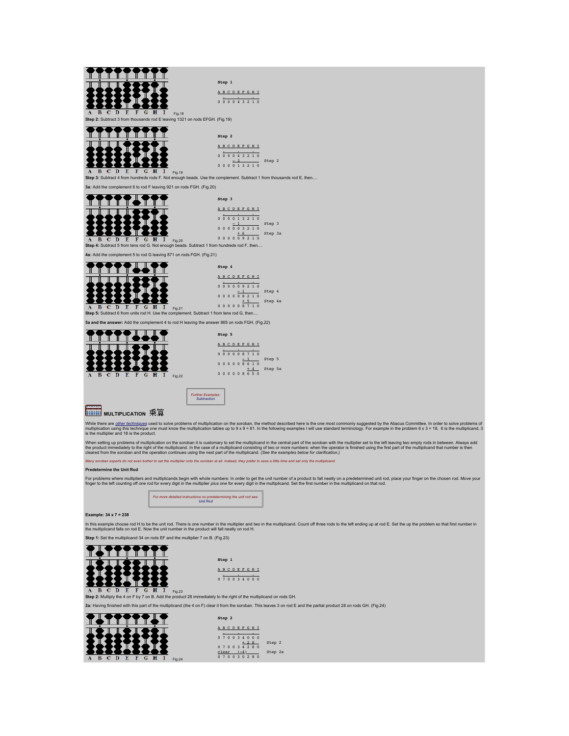Step 1

```
A B C D E F G H I
.     .     .
0 0 0 0 4 3 2 1 0
```

Fig.18

**Step 2:** Subtract 3 from thousands rod E leaving 1321 on rods EFGH. (Fig.19)

Step 2

```
A B C D E F G H I
.     .     .
0 0 0 0 4 3 2 1 0
        - 3          Step 2
0 0 0 0 1 3 2 1 0
```

Fig.19

**Step 3:** Subtract 4 from hundreds rods F. Not enough beads. Use the complement. Subtract 1 from thousands rod E, then....

**3a:** Add the complement 6 to rod F leaving 921 on rods FGH. (Fig.20)

Step 3

```
A B C D E F G H I
.     .     .
0 0 0 0 1 3 2 1 0
        - 1          Step 3
0 0 0 0 0 3 2 1 0
          + 6        Step 3a
0 0 0 0 0 9 2 1 0
```

Fig.20

**Step 4:** Subtract 5 from tens rod G. Not enough beads. Subtract 1 from hundreds rod F, then....

**4a:** Add the complement 5 to rod G leaving 871 on rods FGH. (Fig.21)

Step 4

```
A B C D E F G H I
.     .     .
0 0 0 0 0 9 2 1 0
          - 1        Step 4
0 0 0 0 0 8 2 1 0
            + 5      Step 4a
0 0 0 0 0 8 7 1 0
```

Fig.21

**Step 5:** Subtract 6 from units rod H. Use the complement. Subtract 1 from tens rod G, then....

**5a and the answer:** Add the complement 4 to rod H leaving the answer 865 on rods FGH. (Fig.22)

Step 5

```
A B C D E F G H I
.     .     .
0 0 0 0 0 8 7 1 0
            - 1      Step 5
0 0 0 0 0 8 6 1 0
              + 4    Step 5a
0 0 0 0 0 8 6 5 0
```

Fig.22

*Further Examples: Subtraction*

## MULTIPLICATION 乗算

While there are *other techniques* used to solve problems of multiplication on the soroban, the method described here is the one most commonly suggested by the Abacus Committee. In order to solve problems of multiplication using this technique one must know the multiplication tables up to 9 x 9 = 81. In the following examples I will use standard terminology. For example in the problem 6 x 3 = 18, 6 is the multiplicand, 3 is the multiplier and 18 is the product.

When setting up problems of multiplication on the soroban it is customary to set the multiplicand in the central part of the soroban with the multiplier set to the left leaving two empty rods in between. Always add the product immediately to the right of the multiplicand. In the case of a multiplicand consisting of two or more numbers: when the operator is finished using the first part of the multiplicand that number is then cleared from the soroban and the operation continues using the next part of the multiplicand. *(See the examples below for clarification.)*

*Many soroban experts do not even bother to set the multiplier onto the soroban at all. Instead, they prefer to save a little time and set only the multiplicand.*

**Predetermine the Unit Rod**

For problems where multipliers and multiplicands begin with whole numbers: In order to get the unit number of a product to fall neatly on a predetermined unit rod, place your finger on the chosen rod. Move your finger to the left counting off one rod for every digit in the multiplier *plus* one for every digit in the multiplicand. Set the first number in the multiplicand on that rod.

*For more detailed instructions on predetermining the unit rod see: Unit Rod*

**Example: 34 x 7 = 238**

In this example choose rod H to be the unit rod. There is one number in the multiplier and two in the multiplicand. Count off three rods to the left ending up at rod E. Set the up the problem so that first number in the multiplicand falls on rod E. Now the unit number in the product will fall neatly on rod H.

**Step 1:** Set the multiplicand 34 on rods EF and the multiplier 7 on B. (Fig.23)

Step 1

```
A B C D E F G H I
.     .     .
0 7 0 0 3 4 0 0 0
```

Fig.23

**Step 2:** Multiply the 4 on F by 7 on B. Add the product 28 immediately to the right of the multiplicand on rods GH.

**2a:** Having finished with this part of the multiplicand (the 4 on F) clear it from the soroban. This leaves 3 on rod E and the partial product 28 on rods GH. (Fig.24)

Step 2

```
A B C D E F G H I
.     .     .
0 7 0 0 3 4 0 0 0
            + 2 8    Step 2
0 7 0 0 3 4 2 8 0
clear   (-4)         Step 2a
0 7 0 0 3 0 2 8 0
```

Fig.24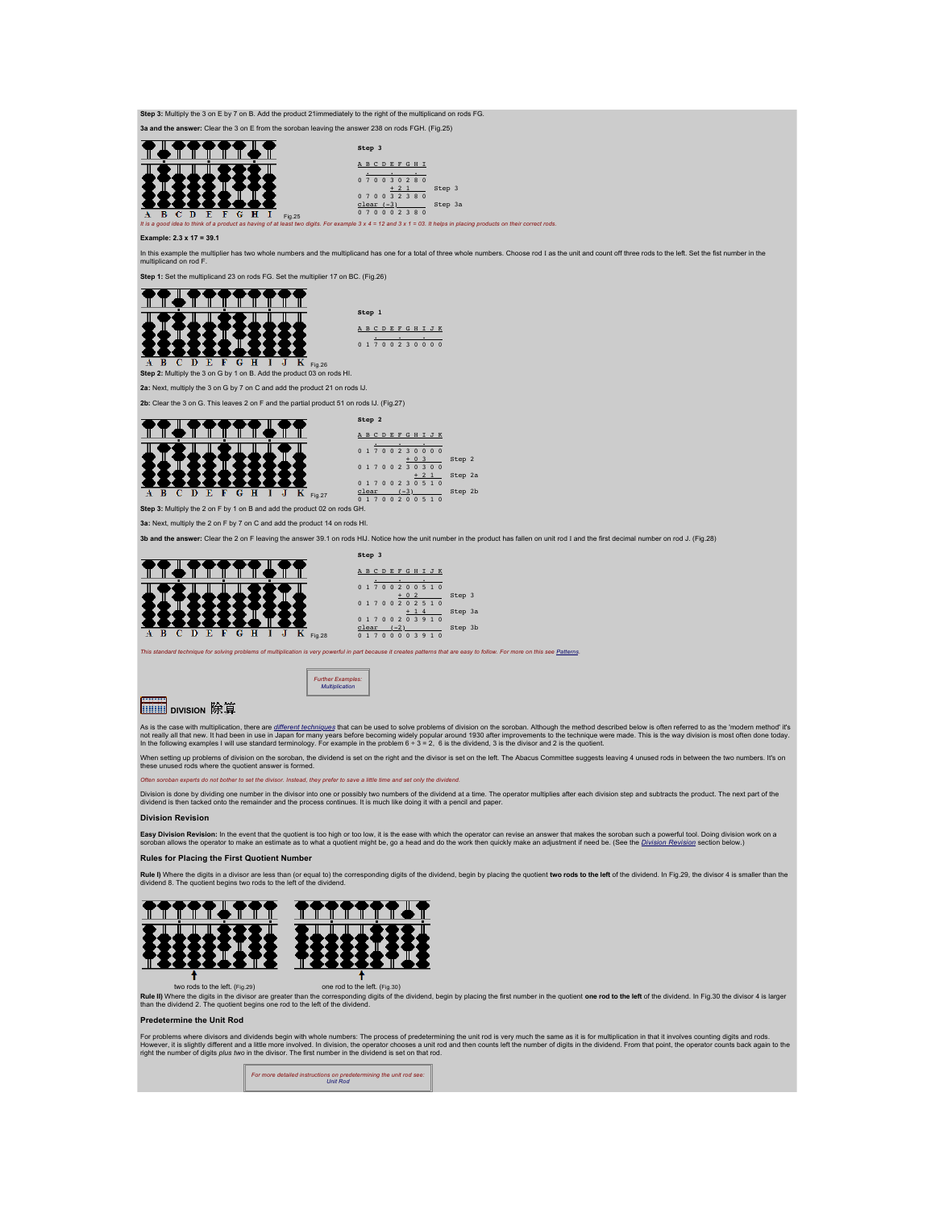**Step 3:** Multiply the 3 on E by 7 on B. Add the product 21immediately to the right of the multiplicand on rods FG.

**3a and the answer:** Clear the 3 on E from the soroban leaving the answer 238 on rods FGH. (Fig.25)

```
Step 3

A B C D E F G H I
    .     .     .
0 7 0 0 3 0 2 8 0
          + 2 1       Step 3
0 7 0 0 3 2 3 8 0
clear (-3)            Step 3a
0 7 0 0 0 2 3 8 0
```

Fig.25

*It is a good idea to think of a product as having of at least two digits. For example 3 x 4 = 12 and 3 x 1 = 03. It helps in placing products on their correct rods.*

**Example: 2.3 x 17 = 39.1**

In this example the multiplier has two whole numbers and the multiplicand has one for a total of three whole numbers. Choose rod I as the unit and count off three rods to the left. Set the fist number in the multiplicand on rod F.

**Step 1:** Set the multiplicand 23 on rods FG. Set the multiplier 17 on BC. (Fig.26)

```
Step 1

A B C D E F G H I J K
    .     .     .
0 1 7 0 0 2 3 0 0 0 0
```

Fig.26

**Step 2:** Multiply the 3 on G by 1 on B. Add the product 03 on rods HI.

**2a:** Next, multiply the 3 on G by 7 on C and add the product 21 on rods IJ.

**2b:** Clear the 3 on G. This leaves 2 on F and the partial product 51 on rods IJ. (Fig.27)

```
Step 2

A B C D E F G H I J K
    .     .     .
0 1 7 0 0 2 3 0 0 0 0
              + 0 3       Step 2
0 1 7 0 0 2 3 0 3 0 0
                + 2 1     Step 2a
0 1 7 0 0 2 3 0 5 1 0
clear      (-3)           Step 2b
0 1 7 0 0 2 0 0 5 1 0
```

Fig.27

**Step 3:** Multiply the 2 on F by 1 on B and add the product 02 on rods GH.

**3a:** Next, multiply the 2 on F by 7 on C and add the product 14 on rods HI.

**3b and the answer:** Clear the 2 on F leaving the answer 39.1 on rods HIJ. Notice how the unit number in the product has fallen on unit rod I and the first decimal number on rod J. (Fig.28)

```
Step 3

A B C D E F G H I J K
    .     .     .
0 1 7 0 0 2 0 0 5 1 0
            + 0 2         Step 3
0 1 7 0 0 2 0 2 5 1 0
              + 1 4       Step 3a
0 1 7 0 0 2 0 3 9 1 0
clear    (-2)             Step 3b
0 1 7 0 0 0 0 3 9 1 0
```

Fig.28

*This standard technique for solving problems of multiplication is very powerful in part because it creates patterns that are easy to follow. For more on this see Patterns.*

*Further Examples: Multiplication*

## DIVISION 除算

As is the case with multiplication, there are *different techniques* that can be used to solve problems of division on the soroban. Although the method described below is often referred to as the 'modern method' it's not really all that new. It had been in use in Japan for many years before becoming widely popular around 1930 after improvements to the technique were made. This is the way division is most often done today. In the following examples I will use standard terminology. For example in the problem 6 ÷ 3 = 2, 6 is the dividend, 3 is the divisor and 2 is the quotient.

When setting up problems of division on the soroban, the dividend is set on the right and the divisor is set on the left. The Abacus Committee suggests leaving 4 unused rods in between the two numbers. It's on these unused rods where the quotient answer is formed.

*Often soroban experts do not bother to set the divisor. Instead, they prefer to save a little time and set only the dividend.*

Division is done by dividing one number in the divisor into one or possibly two numbers of the dividend at a time. The operator multiplies after each division step and subtracts the product. The next part of the dividend is then tacked onto the remainder and the process continues. It is much like doing it with a pencil and paper.

### Division Revision

**Easy Division Revision:** In the event that the quotient is too high or too low, it is the ease with which the operator can revise an answer that makes the soroban such a powerful tool. Doing division work on a soroban allows the operator to make an estimate as to what a quotient might be, go a head and do the work then quickly make an adjustment if need be. (See the *Division Revision* section below.)

### Rules for Placing the First Quotient Number

**Rule I)** Where the digits in a divisor are less than (or equal to) the corresponding digits of the dividend, begin by placing the quotient **two rods to the left** of the dividend. In Fig.29, the divisor 4 is smaller than the dividend 8. The quotient begins two rods to the left of the dividend.

two rods to the left. (Fig.29)

one rod to the left. (Fig.30)

**Rule II)** Where the digits in the divisor are greater than the corresponding digits of the dividend, begin by placing the first number in the quotient **one rod to the left** of the dividend. In Fig.30 the divisor 4 is larger than the dividend 2. The quotient begins one rod to the left of the dividend.

### Predetermine the Unit Rod

For problems where divisors and dividends begin with whole numbers: The process of predetermining the unit rod is very much the same as it is for multiplication in that it involves counting digits and rods. However, it is slightly different and a little more involved. In division, the operator chooses a unit rod and then counts left the number of digits in the dividend. From that point, the operator counts back again to the right the number of digits *plus two* in the divisor. The first number in the dividend is set on that rod.

*For more detailed instructions on predetermining the unit rod see: Unit Rod*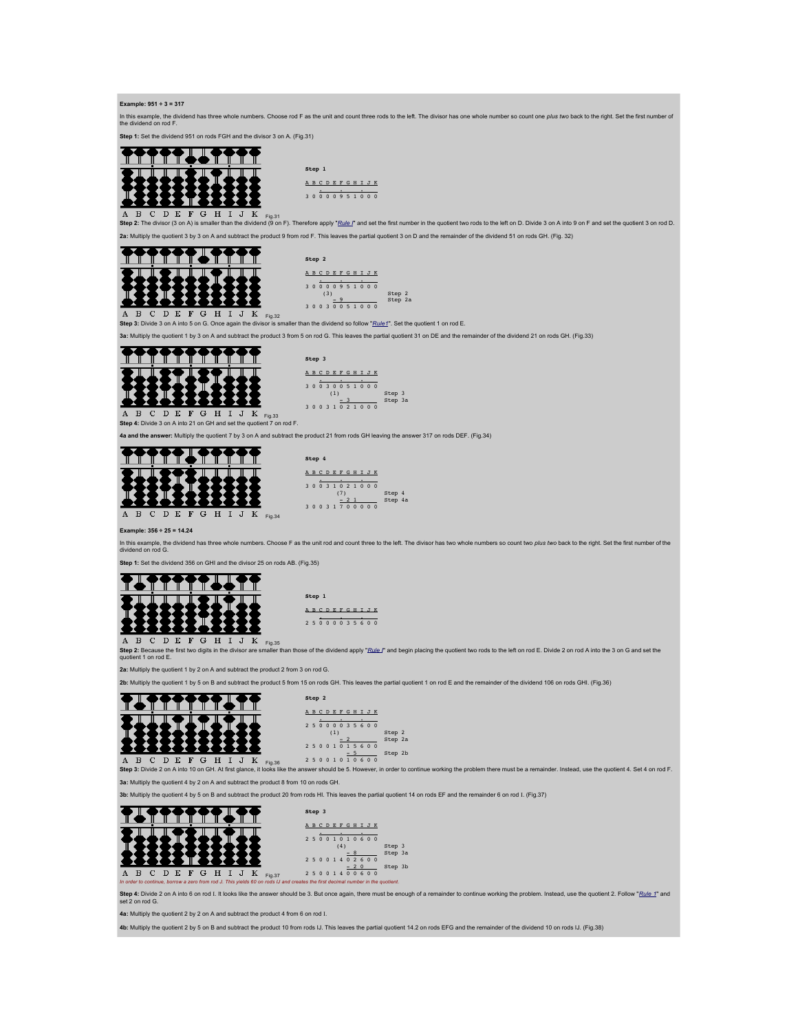**Example: 951 ÷ 3 = 317**

In this example, the dividend has three whole numbers. Choose rod F as the unit and count three rods to the left. The divisor has one whole number so count one *plus two* back to the right. Set the first number of the dividend on rod F.

**Step 1:** Set the dividend 951 on rods FGH and the divisor 3 on A. (Fig.31)

```
Step 1

A B C D E F G H I J K
    .     .     .
3 0 0 0 0 9 5 1 0 0 0
```

Fig.31

**Step 2:** The divisor (3 on A) is smaller than the dividend (9 on F). Therefore apply "*Rule I*" and set the first number in the quotient two rods to the left on D. Divide 3 on A into 9 on F and set the quotient 3 on rod D.

**2a:** Multiply the quotient 3 by 3 on A and subtract the product 9 from rod F. This leaves the partial quotient 3 on D and the remainder of the dividend 51 on rods GH. (Fig. 32)

```
Step 2

A B C D E F G H I J K
    .     .     .
3 0 0 0 0 9 5 1 0 0 0
      (3)                 Step 2
        - 9               Step 2a
3 0 0 3 0 0 5 1 0 0 0
```

Fig.32

**Step 3:** Divide 3 on A into 5 on G. Once again the divisor is smaller than the dividend so follow "*Rule1*". Set the quotient 1 on rod E.

**3a:** Multiply the quotient 1 by 3 on A and subtract the product 3 from 5 on rod G. This leaves the partial quotient 31 on DE and the remainder of the dividend 21 on rods GH. (Fig.33)

```
Step 3

A B C D E F G H I J K
    .     .     .
3 0 0 3 0 0 5 1 0 0 0
        (1)               Step 3
          - 3             Step 3a
3 0 0 3 1 0 2 1 0 0 0
```

Fig.33

**Step 4:** Divide 3 on A into 21 on GH and set the quotient 7 on rod F.

**4a and the answer:** Multiply the quotient 7 by 3 on A and subtract the product 21 from rods GH leaving the answer 317 on rods DEF. (Fig.34)

```
Step 4

A B C D E F G H I J K
    .     .     .
3 0 0 3 1 0 2 1 0 0 0
          (7)             Step 4
          - 2 1           Step 4a
3 0 0 3 1 7 0 0 0 0 0
```

Fig.34

**Example: 356 ÷ 25 = 14.24**

In this example, the dividend has three whole numbers. Choose F as the unit rod and count three to the left. The divisor has two whole numbers so count two *plus two* back to the right. Set the first number of the dividend on rod G.

**Step 1:** Set the dividend 356 on GHI and the divisor 25 on rods AB. (Fig.35)

```
Step 1

A B C D E F G H I J K
    .     .     .
2 5 0 0 0 0 3 5 6 0 0
```

Fig.35

**Step 2:** Because the first two digits in the divisor are smaller than those of the dividend apply "*Rule I*" and begin placing the quotient two rods to the left on rod E. Divide 2 on rod A into the 3 on G and set the quotient 1 on rod E.

**2a:** Multiply the quotient 1 by 2 on A and subtract the product 2 from 3 on rod G.

**2b:** Multiply the quotient 1 by 5 on B and subtract the product 5 from 15 on rods GH. This leaves the partial quotient 1 on rod E and the remainder of the dividend 106 on rods GHI. (Fig.36)

```
Step 2

A B C D E F G H I J K
    .     .     .
2 5 0 0 0 0 3 5 6 0 0
        (1)               Step 2
          - 2             Step 2a
2 5 0 0 1 0 1 5 6 0 0
            - 5           Step 2b
2 5 0 0 1 0 1 0 6 0 0
```

Fig.36

**Step 3:** Divide 2 on A into 10 on GH. At first glance, it looks like the answer should be 5. However, in order to continue working the problem there must be a remainder. Instead, use the quotient 4. Set 4 on rod F.

**3a:** Multiply the quotient 4 by 2 on A and subtract the product 8 from 10 on rods GH.

**3b:** Multiply the quotient 4 by 5 on B and subtract the product 20 from rods HI. This leaves the partial quotient 14 on rods EF and the remainder 6 on rod I. (Fig.37)

```
Step 3

A B C D E F G H I J K
    .     .     .
2 5 0 0 1 0 1 0 6 0 0
          (4)             Step 3
          - 8             Step 3a
2 5 0 0 1 4 0 2 6 0 0
            - 2 0         Step 3b
2 5 0 0 1 4 0 0 6 0 0
```

Fig.37

*In order to continue, borrow a zero from rod J. This yields 60 on rods IJ and creates the first decimal number in the quotient.*

**Step 4:** Divide 2 on A into 6 on rod I. It looks like the answer should be 3. But once again, there must be enough of a remainder to continue working the problem. Instead, use the quotient 2. Follow "*Rule 1*" and set 2 on rod G.

**4a:** Multiply the quotient 2 by 2 on A and subtract the product 4 from 6 on rod I.

**4b:** Multiply the quotient 2 by 5 on B and subtract the product 10 from rods IJ. This leaves the partial quotient 14.2 on rods EFG and the remainder of the dividend 10 on rods IJ. (Fig.38)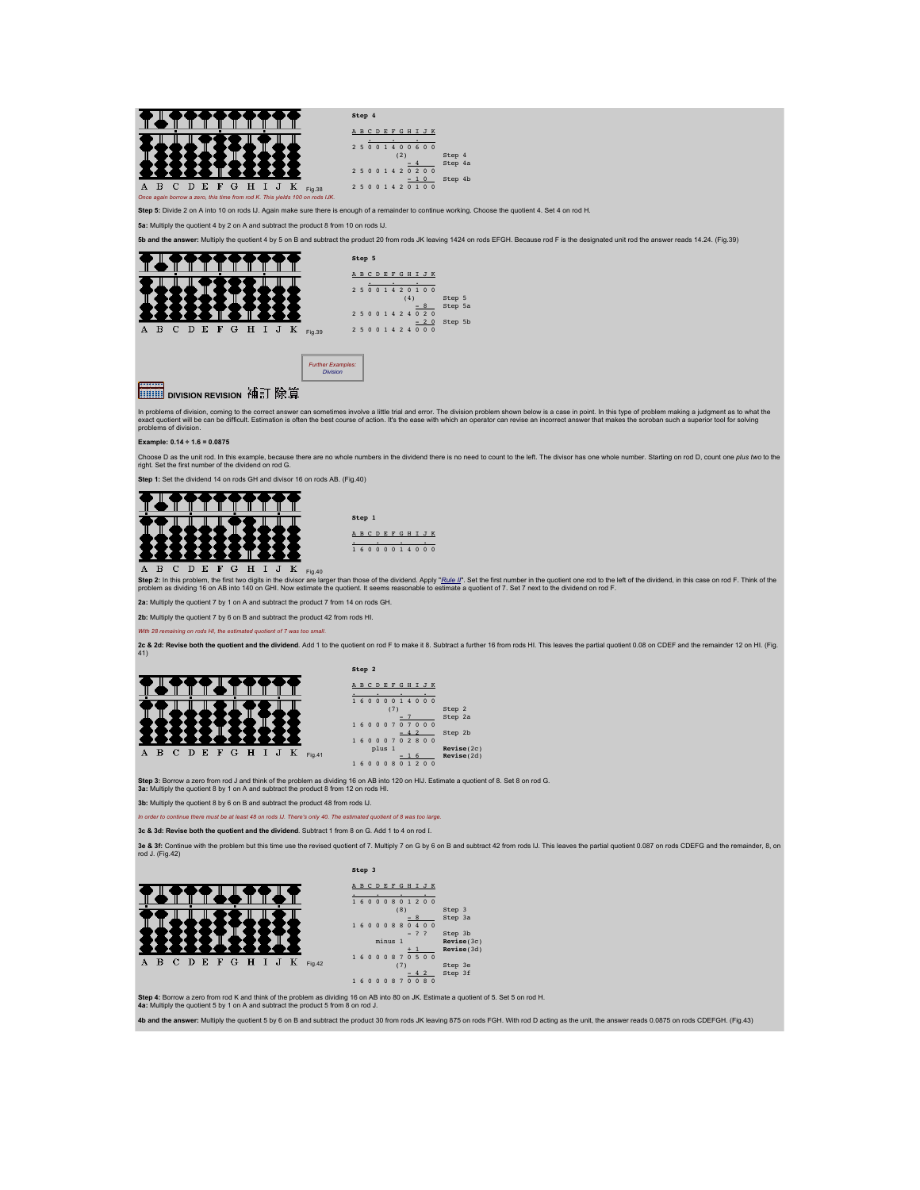```
Step 4

A B C D E F G H I J K
    .     .     .
2 5 0 0 1 4 0 0 6 0 0
            (2)
              - 4        Step 4
                         Step 4a
2 5 0 0 1 4 2 0 2 0 0
              - 1 0      Step 4b
2 5 0 0 1 4 2 0 1 0 0
```

A B C D E F G H I J K Fig.38

*Once again borrow a zero, this time from rod K. This yields 100 on rods IJK.*

**Step 5:** Divide 2 on A into 10 on rods IJ. Again make sure there is enough of a remainder to continue working. Choose the quotient 4. Set 4 on rod H.

**5a:** Multiply the quotient 4 by 2 on A and subtract the product 8 from 10 on rods IJ.

**5b and the answer:** Multiply the quotient 4 by 5 on B and subtract the product 20 from rods JK leaving 1424 on rods EFGH. Because rod F is the designated unit rod the answer reads 14.24. (Fig.39)

```
Step 5

A B C D E F G H I J K
    .     .     .
2 5 0 0 1 4 2 0 1 0 0
              (4)        Step 5
                - 8      Step 5a
2 5 0 0 1 4 2 4 0 2 0
                - 2 0    Step 5b
2 5 0 0 1 4 2 4 0 0 0
```

A B C D E F G H I J K Fig.39

*Further Examples: Division*

## DIVISION REVISION 補訂 除算

In problems of division, coming to the correct answer can sometimes involve a little trial and error. The division problem shown below is a case in point. In this type of problem making a judgment as to what the exact quotient will be can be difficult. Estimation is often the best course of action. It's the ease with which an operator can revise an incorrect answer that makes the soroban such a superior tool for solving problems of division.

**Example: 0.14 ÷ 1.6 = 0.0875**

Choose D as the unit rod. In this example, because there are no whole numbers in the dividend there is no need to count to the left. The divisor has one whole number. Starting on rod D, count one *plus two* to the right. Set the first number of the dividend on rod G.

**Step 1:** Set the dividend 14 on rods GH and divisor 16 on rods AB. (Fig.40)

```
Step 1

A B C D E F G H I J K
.     .     .     .
1 6 0 0 0 0 1 4 0 0 0
```

A B C D E F G H I J K Fig.40

**Step 2:** In this problem, the first two digits in the divisor are larger than those of the dividend. Apply "*Rule II*". Set the first number in the quotient one rod to the left of the dividend, in this case on rod F. Think of the problem as dividing 16 on AB into 140 on GHI. Now estimate the quotient. It seems reasonable to estimate a quotient of 7. Set 7 next to the dividend on rod F.

**2a:** Multiply the quotient 7 by 1 on A and subtract the product 7 from 14 on rods GH.

**2b:** Multiply the quotient 7 by 6 on B and subtract the product 42 from rods HI.

*With 28 remaining on rods HI, the estimated quotient of 7 was too small.*

**2c & 2d: Revise both the quotient and the dividend**. Add 1 to the quotient on rod F to make it 8. Subtract a further 16 from rods HI. This leaves the partial quotient 0.08 on CDEF and the remainder 12 on HI. (Fig. 41)

```
Step 2

A B C D E F G H I J K
.     .     .     .
1 6 0 0 0 0 1 4 0 0 0
          (7)            Step 2
            - 7          Step 2a
1 6 0 0 0 7 0 7 0 0 0
              - 4 2      Step 2b
1 6 0 0 0 7 0 2 8 0 0
        plus 1           Revise(2c)
              - 1 6      Revise(2d)
1 6 0 0 0 8 0 1 2 0 0
```

A B C D E F G H I J K Fig.41

**Step 3:** Borrow a zero from rod J and think of the problem as dividing 16 on AB into 120 on HIJ. Estimate a quotient of 8. Set 8 on rod G.
**3a:** Multiply the quotient 8 by 1 on A and subtract the product 8 from 12 on rods HI.

**3b:** Multiply the quotient 8 by 6 on B and subtract the product 48 from rods IJ.

*In order to continue there must be at least 48 on rods IJ. There's only 40. The estimated quotient of 8 was too large.*

**3c & 3d: Revise both the quotient and the dividend**. Subtract 1 from 8 on G. Add 1 to 4 on rod I.

**3e & 3f:** Continue with the problem but this time use the revised quotient of 7. Multiply 7 on G by 6 on B and subtract 42 from rods IJ. This leaves the partial quotient 0.087 on rods CDEFG and the remainder, 8, on rod J. (Fig.42)

```
Step 3

A B C D E F G H I J K
.     .     .     .
1 6 0 0 0 8 0 1 2 0 0
            (8)          Step 3
              - 8        Step 3a
1 6 0 0 0 8 8 0 4 0 0
              - ? ?      Step 3b
          minus 1        Revise(3c)
              + 1        Revise(3d)
1 6 0 0 0 8 7 0 5 0 0
            (7)          Step 3e
              - 4 2      Step 3f
1 6 0 0 0 8 7 0 0 8 0
```

A B C D E F G H I J K Fig.42

**Step 4:** Borrow a zero from rod K and think of the problem as dividing 16 on AB into 80 on JK. Estimate a quotient of 5. Set 5 on rod H.
**4a:** Multiply the quotient 5 by 1 on A and subtract the product 5 from 8 on rod J.

**4b and the answer:** Multiply the quotient 5 by 6 on B and subtract the product 30 from rods JK leaving 875 on rods FGH. With rod D acting as the unit, the answer reads 0.0875 on rods CDEFGH. (Fig.43)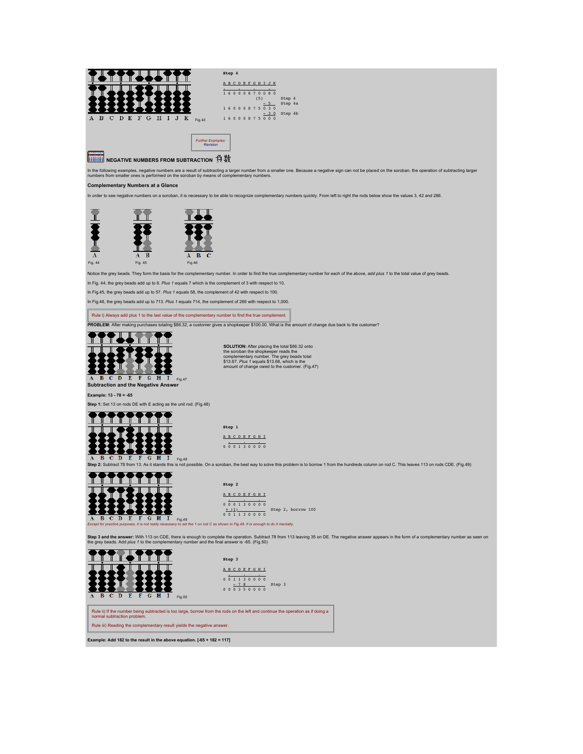Fig.43

**Step 4**

```
A B C D E F G H I J K
.       .       .
1 6 0 0 0 8 7 0 0 8 0
            (5)          Step 4
              - 5        Step 4a
1 6 0 0 0 8 7 5 0 3 0
                - 3 0    Step 4b
1 6 0 0 0 8 7 5 0 0 0
```

*Further Examples: Revision*

## NEGATIVE NUMBERS FROM SUBTRACTION 負数

In the following examples, negative numbers are a result of subtracting a larger number from a smaller one. Because a negative sign can not be placed on the soroban, the operation of subtracting larger numbers from smaller ones is performed on the soroban by means of complementary numbers.

### Complementary Numbers at a Glance

In order to see negative numbers on a soroban, it is necessary to be able to recognize complementary numbers quickly. From left to right the rods below show the values 3, 42 and 286.

Fig. 44 Fig. 45 Fig.46

Notice the grey beads. They form the basis for the complementary number. In order to find the true complementary number for each of the above, *add plus 1* to the total value of grey beads.

In Fig. 44, the grey beads add up to 6. *Plus 1* equals 7 which is the complement of 3 with respect to 10.

In Fig.45, the grey beads add up to 57. *Plus 1* equals 58, the complement of 42 with respect to 100.

In Fig.46, the grey beads add up to 713. *Plus 1* equals 714, the complement of 286 with respect to 1,000.

Rule i) Always add plus 1 to the last value of the complementary number to find the true complement.

**PROBLEM:** After making purchases totaling $86.32, a customer gives a shopkeeper $100.00. What is the amount of change due back to the customer?

**SOLUTION:** After placing the total $86.32 onto the soroban the shopkeeper reads the complementary number. The grey beads total $13.67. *Plus 1* equals $13.68, which is the amount of change owed to the customer. (Fig.47)

Fig.47

### Subtraction and the Negative Answer

**Example: 13 - 78 = -65**

**Step 1:** Set 13 on rods DE with E acting as the unit rod. (Fig.48)

Fig.48

**Step 1**

```
A B C D E F G H I
  .     .     .
0 0 0 1 3 0 0 0 0
```

**Step 2:** Subtract 78 from 13. As it stands this is not possible. On a soroban, the best way to solve this problem is to borrow 1 from the hundreds column on rod C. This leaves 113 on rods CDE. (Fig.49)

Fig.49

**Step 2**

```
A B C D E F G H I
  .     .     .
0 0 0 1 3 0 0 0 0
  + (1)               Step 2, borrow 100
0 0 1 1 3 0 0 0 0
```

*Except for practice purposes, it is not really necessary to set the 1 on rod C as shown in Fig.49. It is enough to do it mentally.*

**Step 3 and the answer:** With 113 on CDE, there is enough to complete the operation. Subtract 78 from 113 leaving 35 on DE. The negative answer appears in the form of a complementary number as seen on the grey beads. Add *plus 1* to the complementary number and the final answer is -65. (Fig.50)

Fig.50

**Step 3**

```
A B C D E F G H I
  .     .     .
0 0 1 1 3 0 0 0 0
    - 7 8             Step 3
0 0 0 3 5 0 0 0 0
```

Rule ii) If the number being subtracted is too large, borrow from the rods on the left and continue the operation as if doing a normal subtraction problem.

Rule iii) Reading the complementary result yields the negative answer.

**Example: Add 182 to the result in the above equation. [-65 + 182 = 117]**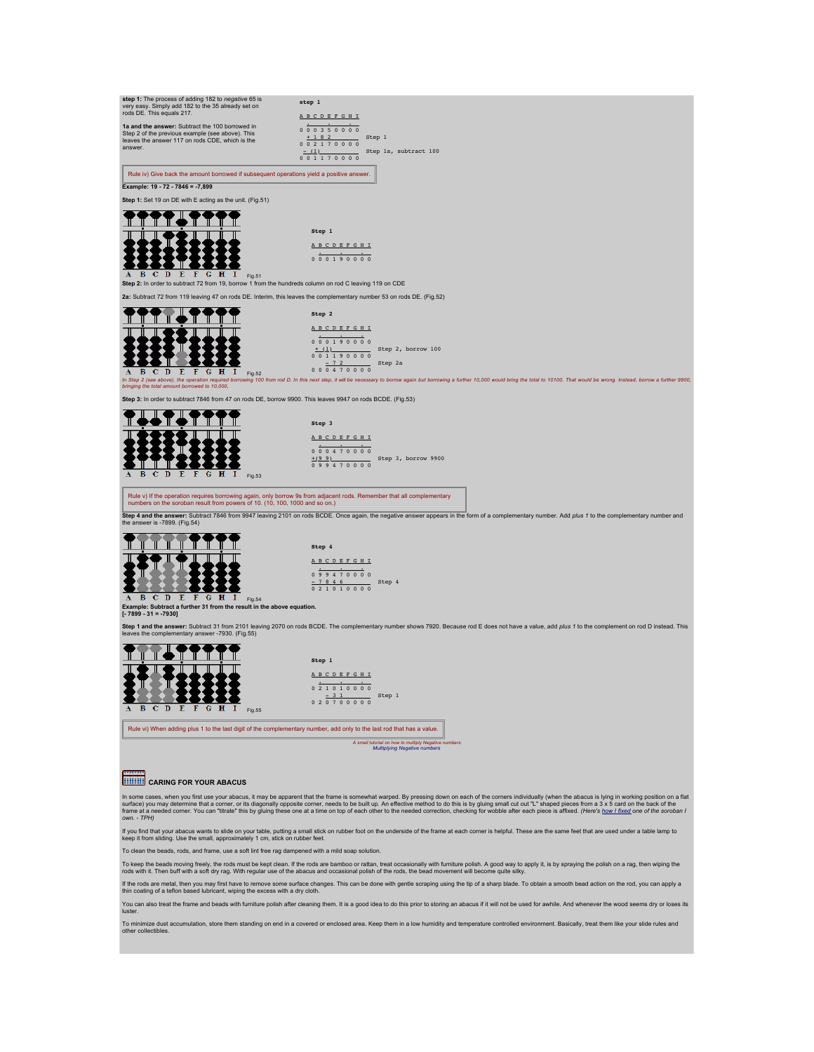**step 1:** The process of adding 182 to *negative* 65 is very easy. Simply add 182 to the 35 already set on rods DE. This equals 217.

**1a and the answer:** Subtract the 100 borrowed in Step 2 of the previous example (see above). This leaves the answer 117 on rods CDE, which is the answer.

```
step 1

A B C D E F G H I
    .     .     .
0 0 0 3 5 0 0 0 0
  + 1 8 2              Step 1
0 0 2 1 7 0 0 0 0
  - (1)                Step 1a, subtract 100
0 0 1 1 7 0 0 0 0
```

Rule iv) Give back the amount borrowed if subsequent operations yield a positive answer.

**Example: 19 - 72 - 7846 = -7,899**

**Step 1:** Set 19 on DE with E acting as the unit. (Fig.51)

```
Step 1

A B C D E F G H I
    .     .     .
0 0 0 1 9 0 0 0 0
```

Fig.51

**Step 2:** In order to subtract 72 from 19, borrow 1 from the hundreds column on rod C leaving 119 on CDE

**2a:** Subtract 72 from 119 leaving 47 on rods DE. Interim, this leaves the complementary number 53 on rods DE. (Fig.52)

```
Step 2

A B C D E F G H I
    .     .     .
0 0 0 1 9 0 0 0 0
  + (1)                Step 2, borrow 100
0 0 1 1 9 0 0 0 0
      - 7 2            Step 2a
0 0 0 4 7 0 0 0 0
```

Fig.52

*In Step 2 (see above), the operation required borrowing 100 from rod D. In this next step, it will be necessary to borrow again but borrowing a further 10,000 would bring the total to 10100. That would be wrong. Instead, borrow a further 9900, bringing the total amount borrowed to 10,000.*

**Step 3:** In order to subtract 7846 from 47 on rods DE, borrow 9900. This leaves 9947 on rods BCDE. (Fig.53)

```
Step 3

A B C D E F G H I
    .     .     .
0 0 0 4 7 0 0 0 0
+(9 9)                 Step 3, borrow 9900
0 9 9 4 7 0 0 0 0
```

Fig.53

Rule v) If the operation requires borrowing again, only borrow 9s from adjacent rods. Remember that all complementary numbers on the soroban result from powers of 10. (10, 100, 1000 and so on.)

**Step 4 and the answer:** Subtract 7846 from 9947 leaving 2101 on rods BCDE. Once again, the negative answer appears in the form of a complementary number. Add *plus 1* to the complementary number and the answer is -7899. (Fig.54)

```
Step 4

A B C D E F G H I
    .     .     .
0 9 9 4 7 0 0 0 0
- 7 8 4 6              Step 4
0 2 1 0 1 0 0 0 0
```

Fig.54

**Example: Subtract a further 31 from the result in the above equation.**
**[- 7899 - 31 = -7930]**

**Step 1 and the answer:** Subtract 31 from 2101 leaving 2070 on rods BCDE. The complementary number shows 7920. Because rod E does not have a value, add *plus 1* to the complement on rod D instead. This leaves the complementary answer -7930. (Fig.55)

```
Step 1

A B C D E F G H I
    .     .     .
0 2 1 0 1 0 0 0 0
    - 3 1              Step 1
0 2 0 7 0 0 0 0 0
```

Fig.55

Rule vi) When adding plus 1 to the last digit of the complementary number, add only to the last rod that has a value.

*A small tutorial on how to multiply Negative numbers:*
*Multiplying Negative numbers*

## CARING FOR YOUR ABACUS

In some cases, when you first use your abacus, it may be apparent that the frame is somewhat warped. By pressing down on each of the corners individually (when the abacus is lying in working position on a flat surface) you may determine that a corner, or its diagonally opposite corner, needs to be built up. An effective method to do this is by gluing small cut out "L" shaped pieces from a 3 x 5 card on the back of the frame at a needed corner. You can "titrate" this by gluing these one at a time on top of each other to the needed correction, checking for wobble after each piece is affixed. *(Here's how I fixed one of the soroban I own. - TPH)*

If you find that your abacus wants to slide on your table, putting a small stick on rubber foot on the underside of the frame at each corner is helpful. These are the same feet that are used under a table lamp to keep it from sliding. Use the small, approximately 1 cm, stick on rubber feet.

To clean the beads, rods, and frame, use a soft lint free rag dampened with a mild soap solution.

To keep the beads moving freely, the rods must be kept clean. If the rods are bamboo or rattan, treat occasionally with furniture polish. A good way to apply it, is by spraying the polish on a rag, then wiping the rods with it. Then buff with a soft dry rag. With regular use of the abacus and occasional polish of the rods, the bead movement will become quite silky.

If the rods are metal, then you may first have to remove some surface changes. This can be done with gentle scraping using the tip of a sharp blade. To obtain a smooth bead action on the rod, you can apply a thin coating of a teflon based lubricant, wiping the excess with a dry cloth.

You can also treat the frame and beads with furniture polish after cleaning them. It is a good idea to do this prior to storing an abacus if it will not be used for awhile. And whenever the wood seems dry or loses its luster.

To minimize dust accumulation, store them standing on end in a covered or enclosed area. Keep them in a low humidity and temperature controlled environment. Basically, treat them like your slide rules and other collectibles.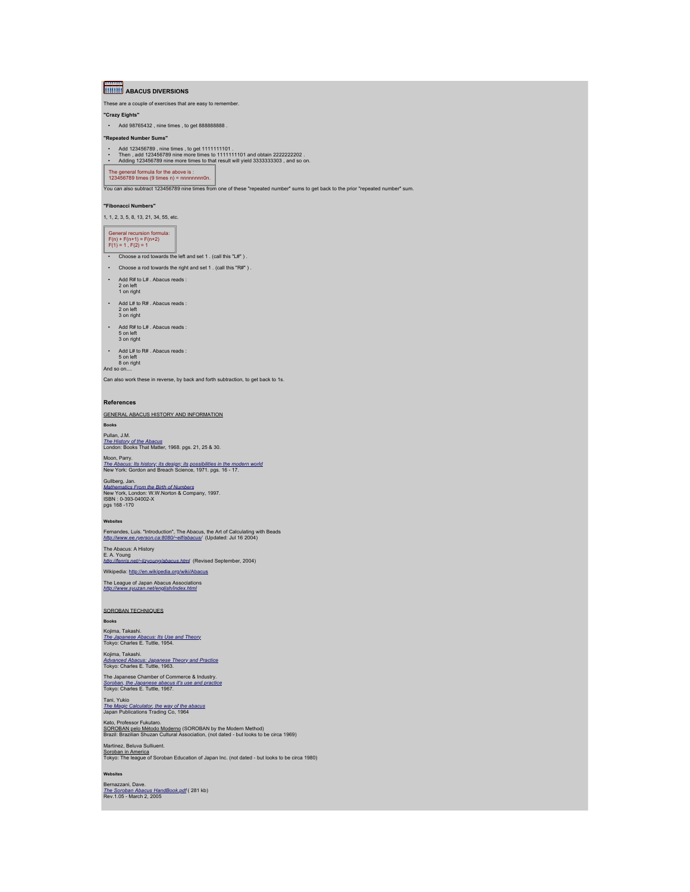## ABACUS DIVERSIONS

These are a couple of exercises that are easy to remember.

**"Crazy Eights"**

- Add 98765432 , nine times , to get 888888888 .

**"Repeated Number Sums"**

- Add 123456789 , nine times , to get 1111111101 .
- Then , add 123456789 nine more times to 1111111101 and obtain 2222222202 .
- Adding 123456789 nine more times to that result will yield 3333333303 , and so on.

The general formula for the above is :
123456789 times (9 times n) = nnnnnnnn0n.

You can also subtract 123456789 nine times from one of these "repeated number" sums to get back to the prior "repeated number" sum.

**"Fibonacci Numbers"**

1, 1, 2, 3, 5, 8, 13, 21, 34, 55, etc.

General recursion formula:
F(n) + F(n+1) = F(n+2)
F(1) = 1 , F(2) = 1

- Choose a rod towards the left and set 1 . (call this "L#" ) .
- Choose a rod towards the right and set 1 . (call this "R#" ) .
- Add R# to L# . Abacus reads :
  2 on left
  1 on right
- Add L# to R# . Abacus reads :
  2 on left
  3 on right
- Add R# to L# . Abacus reads :
  5 on left
  3 on right
- Add L# to R# . Abacus reads :
  5 on left
  8 on right

And so on....

Can also work these in reverse, by back and forth subtraction, to get back to 1s.

### References

GENERAL ABACUS HISTORY AND INFORMATION

**Books**

Pullan, J.M.
*The History of the Abacus*
London: Books That Matter, 1968. pgs. 21, 25 & 30.

Moon, Parry.
*The Abacus: Its history; its design; its possibilities in the modern world*
New York: Gordon and Breach Science, 1971. pgs. 16 - 17.

Gullberg, Jan.
*Mathematics From the Birth of Numbers*
New York, London: W.W.Norton & Company, 1997.
ISBN : 0-393-04002-X
pgs 168 -170

**Websites**

Fernandes, Luis. "Introduction", The Abacus, the Art of Calculating with Beads
*http://www.ee.ryerson.ca:8080/~elf/abacus/* (Updated: Jul 16 2004)

The Abacus: A History
E. A. Young
*http://fenris.net/~lizyoung/abacus.html* (Revised September, 2004)

Wikipedia: http://en.wikipedia.org/wiki/Abacus

The League of Japan Abacus Associations
*http://www.syuzan.net/english/index.html*

SOROBAN TECHNIQUES

**Books**

Kojima, Takashi.
*The Japanese Abacus: Its Use and Theory*
Tokyo: Charles E. Tuttle, 1954.

Kojima, Takashi.
*Advanced Abacus: Japanese Theory and Practice*
Tokyo: Charles E. Tuttle, 1963.

The Japanese Chamber of Commerce & Industry.
*Soroban, the Japanese abacus it's use and practice*
Tokyo: Charles E. Tuttle, 1967.

Tani, Yukio
*The Magic Calculator, the way of the abacus*
Japan Publications Trading Co, 1964

Kato, Professor Fukutaro.
SOROBAN pelo Método Moderno (SOROBAN by the Modern Method)
Brazil: Brazilian Shuzan Cultural Association, (not dated - but looks to be circa 1969)

Martinez, Beluva Sulliuent.
Soroban in America
Tokyo: The league of Soroban Education of Japan Inc. (not dated - but looks to be circa 1980)

**Websites**

Bernazzani, Dave.
*The Soroban Abacus HandBook.pdf* ( 281 kb)
Rev.1.05 - March 2, 2005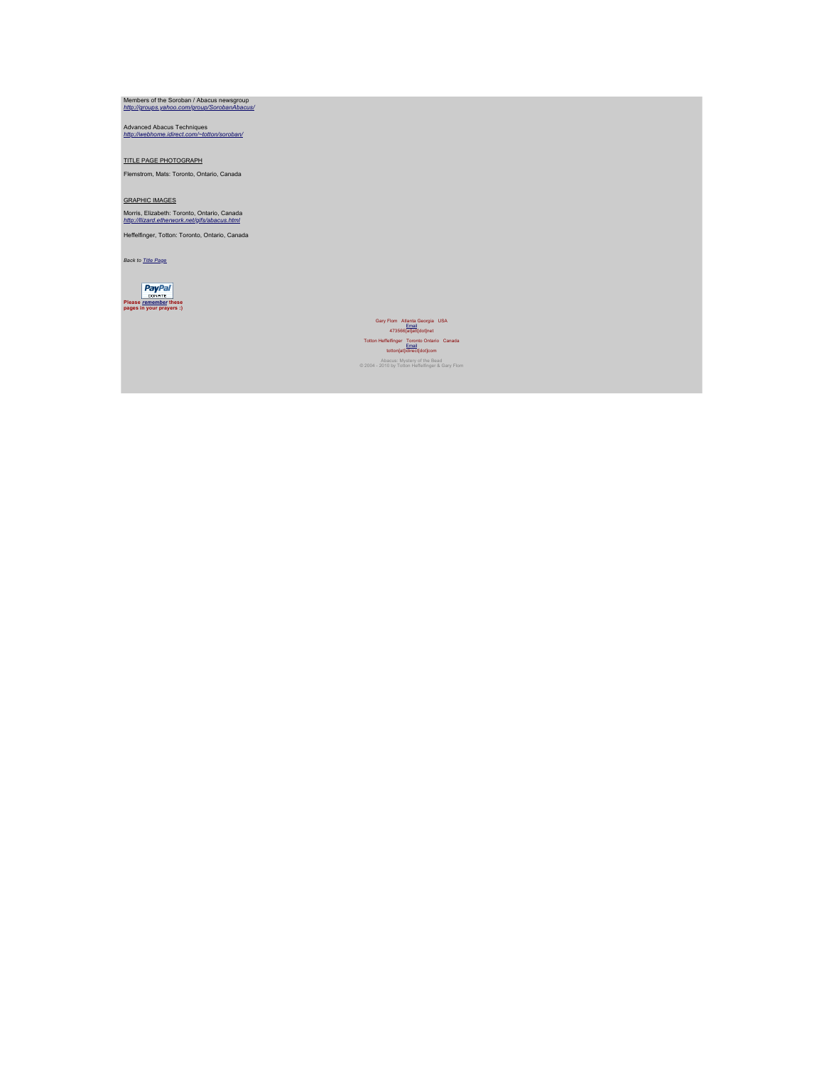Members of the Soroban / Abacus newsgroup
*http://groups.yahoo.com/group/SorobanAbacus/*

Advanced Abacus Techniques
*http://webhome.idirect.com/~totton/soroban/*

TITLE PAGE PHOTOGRAPH

Flemstrom, Mats: Toronto, Ontario, Canada

GRAPHIC IMAGES

Morris, Elizabeth: Toronto, Ontario, Canada
*http://llizard.etherwork.net/gifs/abacus.html*

Heffelfinger, Totton: Toronto, Ontario, Canada

*Back to Title Page*

PayPal DONATE

**Please *remember* these pages in your prayers :)**

Gary Flom Atlanta Georgia USA
Email
473566[at]att[dot]net

Totton Heffelfinger Toronto Ontario Canada
Email
totton[at]idirect[dot]com

Abacus: Mystery of the Bead
© 2004 - 2010 by Totton Heffelfinger & Gary Flom